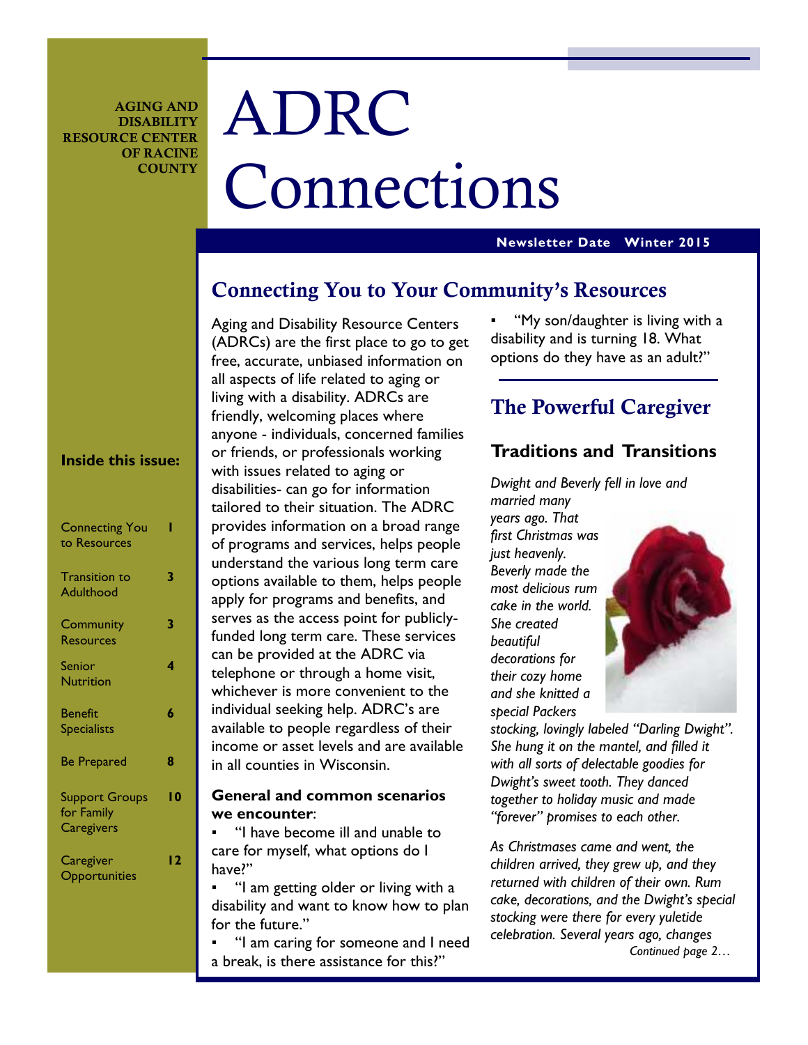AGING AND DISABILITY RESOURCE CENTER OF RACINE COUNTY

# ADRC Connections

**Newsletter Date Winter 2015**

**Inside this issue:**

| | |
|---|---|
| Connecting You to Resources | 1 |
| Transition to Adulthood | 3 |
| Community Resources | 3 |
| Senior Nutrition | 4 |
| Benefit Specialists | 6 |
| Be Prepared | 8 |
| Support Groups for Family Caregivers | 10 |
| Caregiver Opportunities | 12 |

## Connecting You to Your Community's Resources

Aging and Disability Resource Centers (ADRCs) are the first place to go to get free, accurate, unbiased information on all aspects of life related to aging or living with a disability. ADRCs are friendly, welcoming places where anyone - individuals, concerned families or friends, or professionals working with issues related to aging or disabilities- can go for information tailored to their situation. The ADRC provides information on a broad range of programs and services, helps people understand the various long term care options available to them, helps people apply for programs and benefits, and serves as the access point for publicly-funded long term care. These services can be provided at the ADRC via telephone or through a home visit, whichever is more convenient to the individual seeking help. ADRC's are available to people regardless of their income or asset levels and are available in all counties in Wisconsin.

**General and common scenarios we encounter**:

- "I have become ill and unable to care for myself, what options do I have?"
- "I am getting older or living with a disability and want to know how to plan for the future."
- "I am caring for someone and I need a break, is there assistance for this?"
- "My son/daughter is living with a disability and is turning 18. What options do they have as an adult?"

## The Powerful Caregiver

### Traditions and Transitions

*Dwight and Beverly fell in love and married many years ago. That first Christmas was just heavenly. Beverly made the most delicious rum cake in the world. She created beautiful decorations for their cozy home and she knitted a special Packers stocking, lovingly labeled "Darling Dwight". She hung it on the mantel, and filled it with all sorts of delectable goodies for Dwight's sweet tooth. They danced together to holiday music and made "forever" promises to each other.*

*As Christmases came and went, the children arrived, they grew up, and they returned with children of their own. Rum cake, decorations, and the Dwight's special stocking were there for every yuletide celebration. Several years ago, changes*

*Continued page 2…*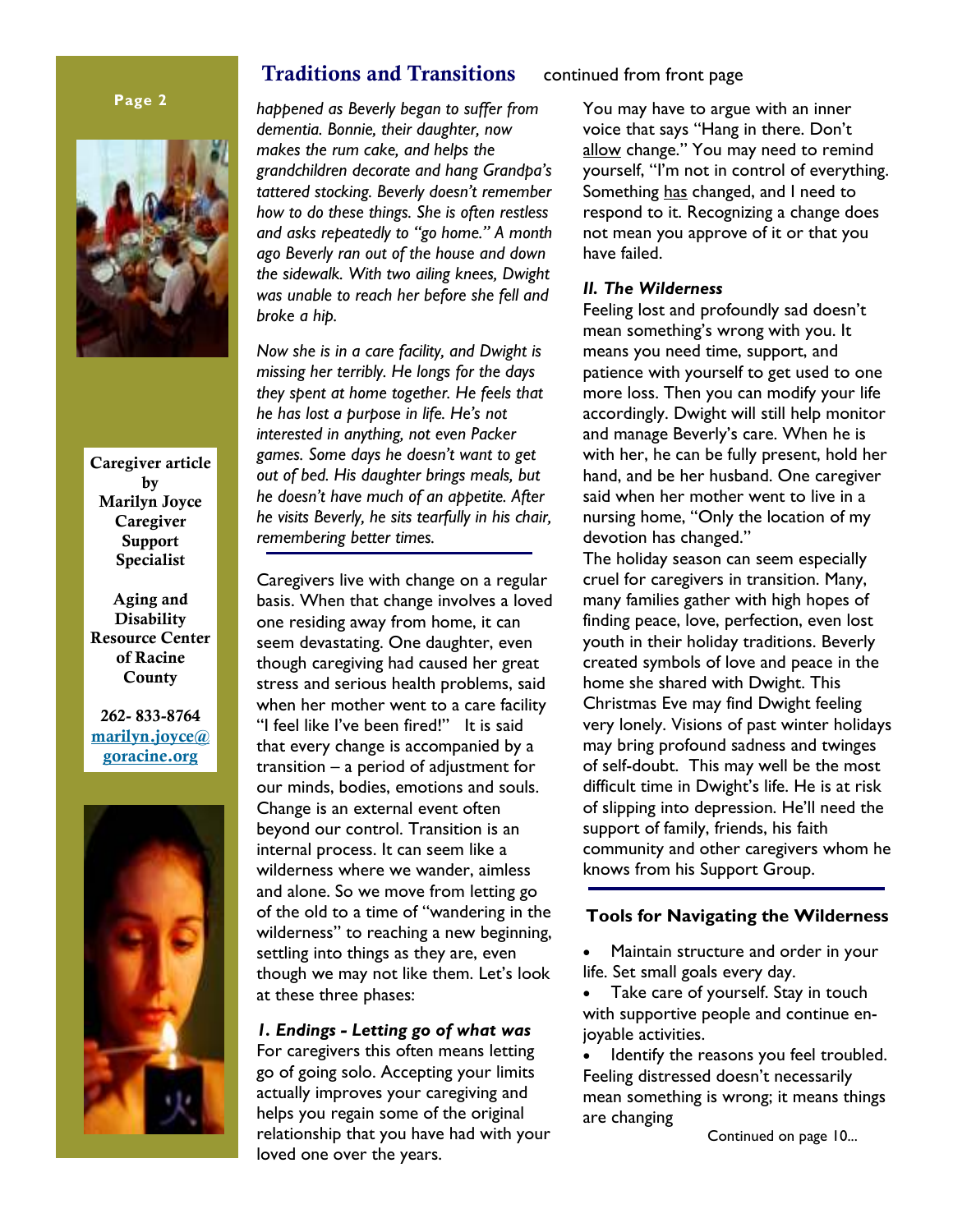## Traditions and Transitions continued from front page

*happened as Beverly began to suffer from dementia. Bonnie, their daughter, now makes the rum cake, and helps the grandchildren decorate and hang Grandpa's tattered stocking. Beverly doesn't remember how to do these things. She is often restless and asks repeatedly to "go home." A month ago Beverly ran out of the house and down the sidewalk. With two ailing knees, Dwight was unable to reach her before she fell and broke a hip.*

*Now she is in a care facility, and Dwight is missing her terribly. He longs for the days they spent at home together. He feels that he has lost a purpose in life. He's not interested in anything, not even Packer games. Some days he doesn't want to get out of bed. His daughter brings meals, but he doesn't have much of an appetite. After he visits Beverly, he sits tearfully in his chair, remembering better times.*

Caregivers live with change on a regular basis. When that change involves a loved one residing away from home, it can seem devastating. One daughter, even though caregiving had caused her great stress and serious health problems, said when her mother went to a care facility "I feel like I've been fired!" It is said that every change is accompanied by a transition – a period of adjustment for our minds, bodies, emotions and souls. Change is an external event often beyond our control. Transition is an internal process. It can seem like a wilderness where we wander, aimless and alone. So we move from letting go of the old to a time of "wandering in the wilderness" to reaching a new beginning, settling into things as they are, even though we may not like them. Let's look at these three phases:

***I. Endings - Letting go of what was***

For caregivers this often means letting go of going solo. Accepting your limits actually improves your caregiving and helps you regain some of the original relationship that you have had with your loved one over the years.

You may have to argue with an inner voice that says "Hang in there. Don't allow change." You may need to remind yourself, "I'm not in control of everything. Something has changed, and I need to respond to it. Recognizing a change does not mean you approve of it or that you have failed.

***II. The Wilderness***

Feeling lost and profoundly sad doesn't mean something's wrong with you. It means you need time, support, and patience with yourself to get used to one more loss. Then you can modify your life accordingly. Dwight will still help monitor and manage Beverly's care. When he is with her, he can be fully present, hold her hand, and be her husband. One caregiver said when her mother went to live in a nursing home, "Only the location of my devotion has changed."

The holiday season can seem especially cruel for caregivers in transition. Many, many families gather with high hopes of finding peace, love, perfection, even lost youth in their holiday traditions. Beverly created symbols of love and peace in the home she shared with Dwight. This Christmas Eve may find Dwight feeling very lonely. Visions of past winter holidays may bring profound sadness and twinges of self-doubt. This may well be the most difficult time in Dwight's life. He is at risk of slipping into depression. He'll need the support of family, friends, his faith community and other caregivers whom he knows from his Support Group.

### Tools for Navigating the Wilderness

- Maintain structure and order in your life. Set small goals every day.
- Take care of yourself. Stay in touch with supportive people and continue enjoyable activities.
- Identify the reasons you feel troubled. Feeling distressed doesn't necessarly mean something is wrong; it means things are changing

Continued on page 10...

**Caregiver article by Marilyn Joyce Caregiver Support Specialist**

**Aging and Disability Resource Center of Racine County**

**262- 833-8764**
**marilyn.joyce@goracine.org**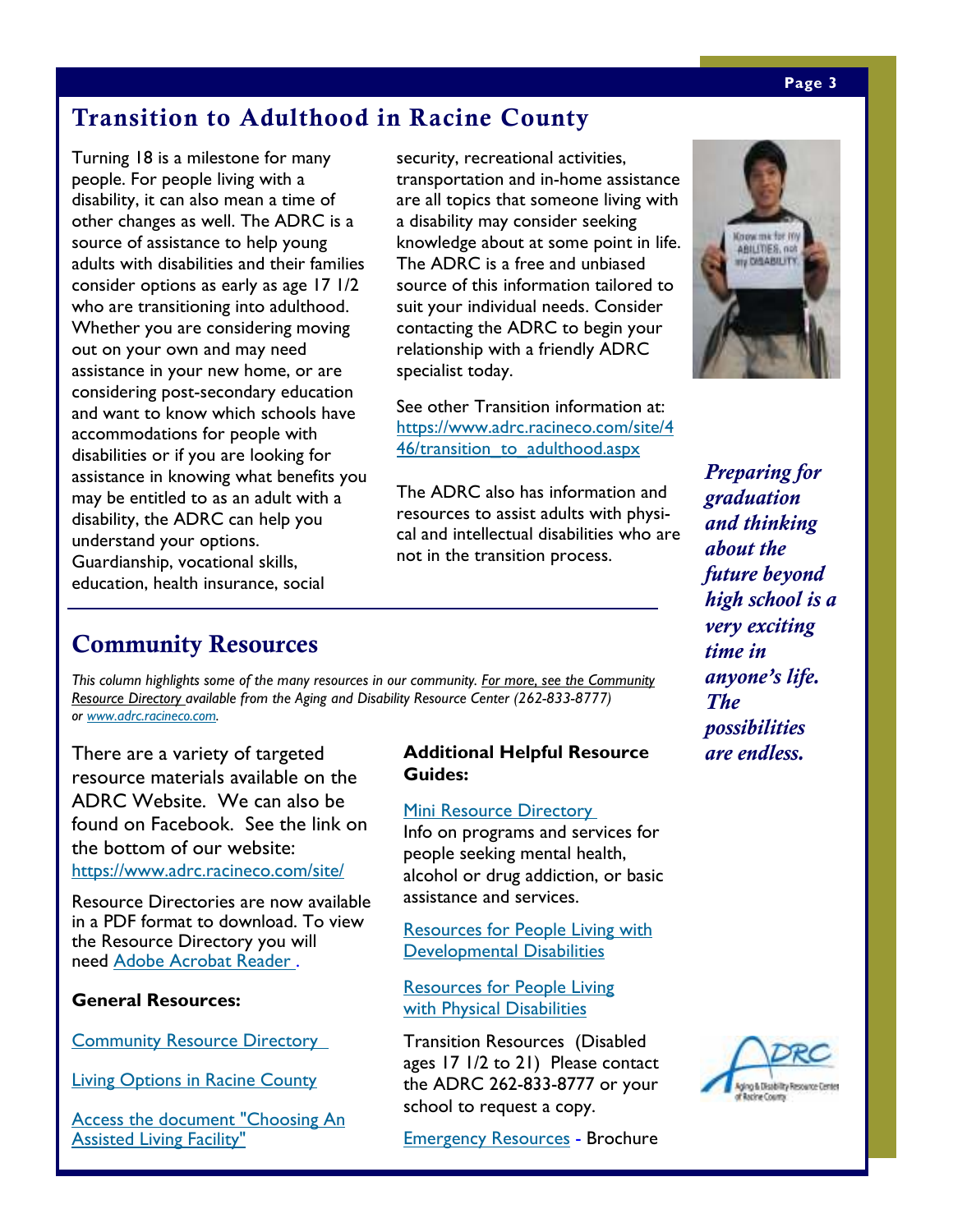## Transition to Adulthood in Racine County

Turning 18 is a milestone for many people. For people living with a disability, it can also mean a time of other changes as well. The ADRC is a source of assistance to help young adults with disabilities and their families consider options as early as age 17 1/2 who are transitioning into adulthood. Whether you are considering moving out on your own and may need assistance in your new home, or are considering post-secondary education and want to know which schools have accommodations for people with disabilities or if you are looking for assistance in knowing what benefits you may be entitled to as an adult with a disability, the ADRC can help you understand your options. Guardianship, vocational skills, education, health insurance, social security, recreational activities, transportation and in-home assistance are all topics that someone living with a disability may consider seeking knowledge about at some point in life. The ADRC is a free and unbiased source of this information tailored to suit your individual needs. Consider contacting the ADRC to begin your relationship with a friendly ADRC specialist today.

See other Transition information at: https://www.adrc.racineco.com/site/446/transition_to_adulthood.aspx

The ADRC also has information and resources to assist adults with physical and intellectual disabilities who are not in the transition process.

***Preparing for graduation and thinking about the future beyond high school is a very exciting time in anyone's life. The possibilities are endless.***

## Community Resources

*This column highlights some of the many resources in our community. For more, see the Community Resource Directory available from the Aging and Disability Resource Center (262-833-8777) or www.adrc.racineco.com.*

There are a variety of targeted resource materials available on the ADRC Website. We can also be found on Facebook. See the link on the bottom of our website: https://www.adrc.racineco.com/site/

Resource Directories are now available in a PDF format to download. To view the Resource Directory you will need Adobe Acrobat Reader.

**General Resources:**

Community Resource Directory

Living Options in Racine County

Access the document "Choosing An Assisted Living Facility"

**Additional Helpful Resource Guides:**

Mini Resource Directory
Info on programs and services for people seeking mental health, alcohol or drug addiction, or basic assistance and services.

Resources for People Living with Developmental Disabilities

Resources for People Living with Physical Disabilities

Transition Resources (Disabled ages 17 1/2 to 21) Please contact the ADRC 262-833-8777 or your school to request a copy.

Emergency Resources - Brochure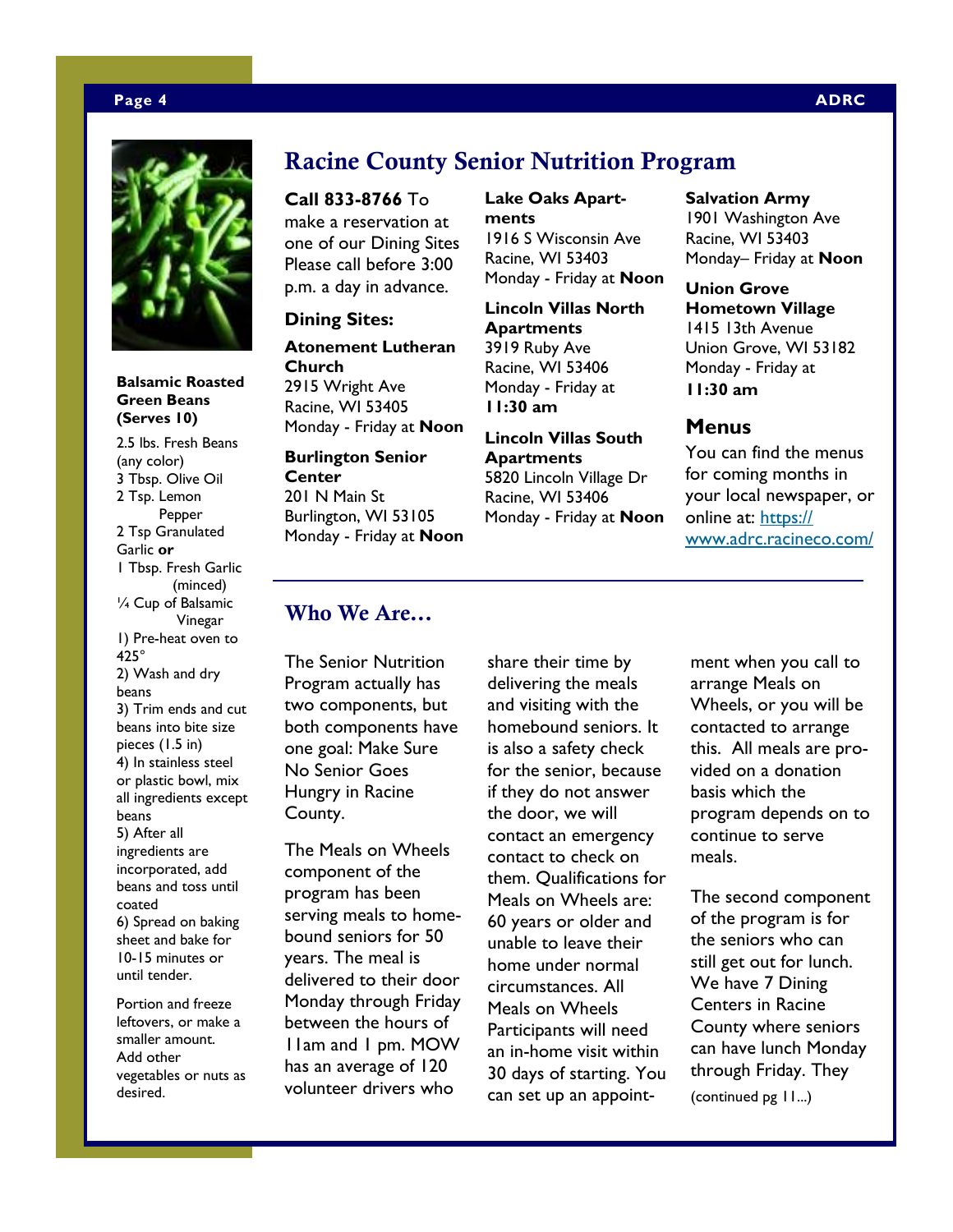**Balsamic Roasted Green Beans (Serves 10)**

2.5 lbs. Fresh Beans (any color)
3 Tbsp. Olive Oil
2 Tsp. Lemon Pepper
2 Tsp Granulated Garlic **or**
1 Tbsp. Fresh Garlic (minced)
¼ Cup of Balsamic Vinegar

1) Pre-heat oven to 425°
2) Wash and dry beans
3) Trim ends and cut beans into bite size pieces (1.5 in)
4) In stainless steel or plastic bowl, mix all ingredients except beans
5) After all ingredients are incorporated, add beans and toss until coated
6) Spread on baking sheet and bake for 10-15 minutes or until tender.

Portion and freeze leftovers, or make a smaller amount. Add other vegetables or nuts as desired.

# Racine County Senior Nutrition Program

**Call 833-8766** To make a reservation at one of our Dining Sites Please call before 3:00 p.m. a day in advance.

### Dining Sites:

**Atonement Lutheran Church**
2915 Wright Ave
Racine, WI 53405
Monday - Friday at **Noon**

**Burlington Senior Center**
201 N Main St
Burlington, WI 53105
Monday - Friday at **Noon**

**Lake Oaks Apartments**
1916 S Wisconsin Ave
Racine, WI 53403
Monday - Friday at **Noon**

**Lincoln Villas North Apartments**
3919 Ruby Ave
Racine, WI 53406
Monday - Friday at **11:30 am**

**Lincoln Villas South Apartments**
5820 Lincoln Village Dr
Racine, WI 53406
Monday - Friday at **Noon**

**Salvation Army**
1901 Washington Ave
Racine, WI 53403
Monday– Friday at **Noon**

**Union Grove Hometown Village**
1415 13th Avenue
Union Grove, WI 53182
Monday - Friday at **11:30 am**

### Menus

You can find the menus for coming months in your local newspaper, or online at: https://www.adrc.racineco.com/

## Who We Are…

The Senior Nutrition Program actually has two components, but both components have one goal: Make Sure No Senior Goes Hungry in Racine County.

The Meals on Wheels component of the program has been serving meals to homebound seniors for 50 years. The meal is delivered to their door Monday through Friday between the hours of 11am and 1 pm. MOW has an average of 120 volunteer drivers who share their time by delivering the meals and visiting with the homebound seniors. It is also a safety check for the senior, because if they do not answer the door, we will contact an emergency contact to check on them. Qualifications for Meals on Wheels are: 60 years or older and unable to leave their home under normal circumstances. All Meals on Wheels Participants will need an in-home visit within 30 days of starting. You can set up an appointment when you call to arrange Meals on Wheels, or you will be contacted to arrange this. All meals are provided on a donation basis which the program depends on to continue to serve meals.

The second component of the program is for the seniors who can still get out for lunch. We have 7 Dining Centers in Racine County where seniors can have lunch Monday through Friday. They (continued pg 11...)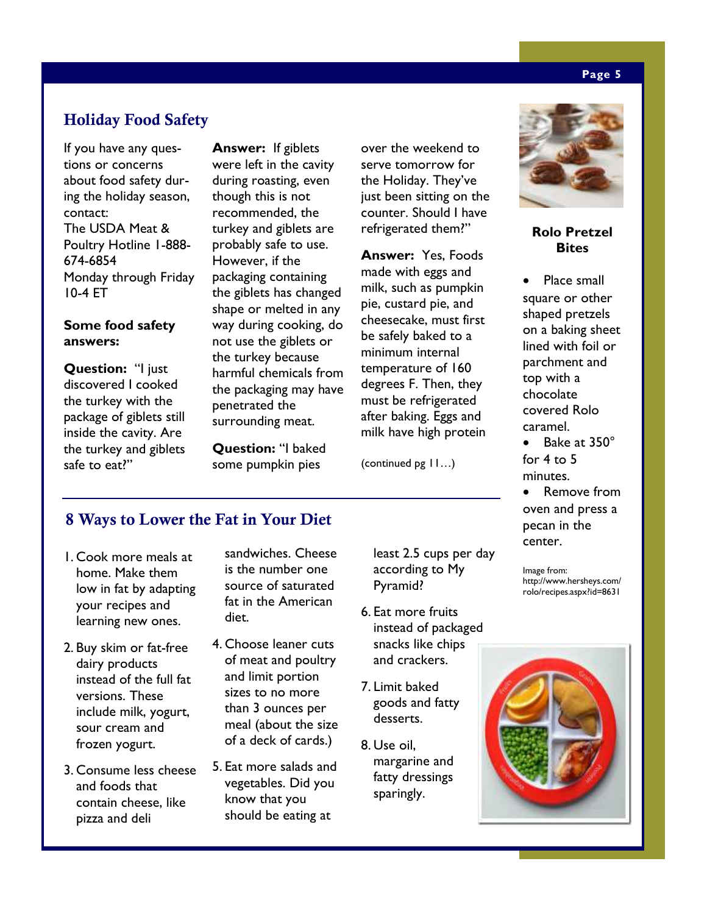## Holiday Food Safety

If you have any questions or concerns about food safety during the holiday season, contact:
The USDA Meat & Poultry Hotline 1-888-674-6854
Monday through Friday 10-4 ET

**Some food safety answers:**

**Question:** "I just discovered I cooked the turkey with the package of giblets still inside the cavity. Are the turkey and giblets safe to eat?"

**Answer:** If giblets were left in the cavity during roasting, even though this is not recommended, the turkey and giblets are probably safe to use. However, if the packaging containing the giblets has changed shape or melted in any way during cooking, do not use the giblets or the turkey because harmful chemicals from the packaging may have penetrated the surrounding meat.

**Question:** "I baked some pumpkin pies over the weekend to serve tomorrow for the Holiday. They've just been sitting on the counter. Should I have refrigerated them?"

**Answer:** Yes, Foods made with eggs and milk, such as pumpkin pie, custard pie, and cheesecake, must first be safely baked to a minimum internal temperature of 160 degrees F. Then, they must be refrigerated after baking. Eggs and milk have high protein

(continued pg 11…)

## 8 Ways to Lower the Fat in Your Diet

1. Cook more meals at home. Make them low in fat by adapting your recipes and learning new ones.
2. Buy skim or fat-free dairy products instead of the full fat versions. These include milk, yogurt, sour cream and frozen yogurt.
3. Consume less cheese and foods that contain cheese, like pizza and deli sandwiches. Cheese is the number one source of saturated fat in the American diet.
4. Choose leaner cuts of meat and poultry and limit portion sizes to no more than 3 ounces per meal (about the size of a deck of cards.)
5. Eat more salads and vegetables. Did you know that you should be eating at least 2.5 cups per day according to My Pyramid?
6. Eat more fruits instead of packaged snacks like chips and crackers.
7. Limit baked goods and fatty desserts.
8. Use oil, margarine and fatty dressings sparingly.

### Rolo Pretzel Bites

- Place small square or other shaped pretzels on a baking sheet lined with foil or parchment and top with a chocolate covered Rolo caramel.
- Bake at 350° for 4 to 5 minutes.
- Remove from oven and press a pecan in the center.

Image from: http://www.hersheys.com/rolo/recipes.aspx?id=8631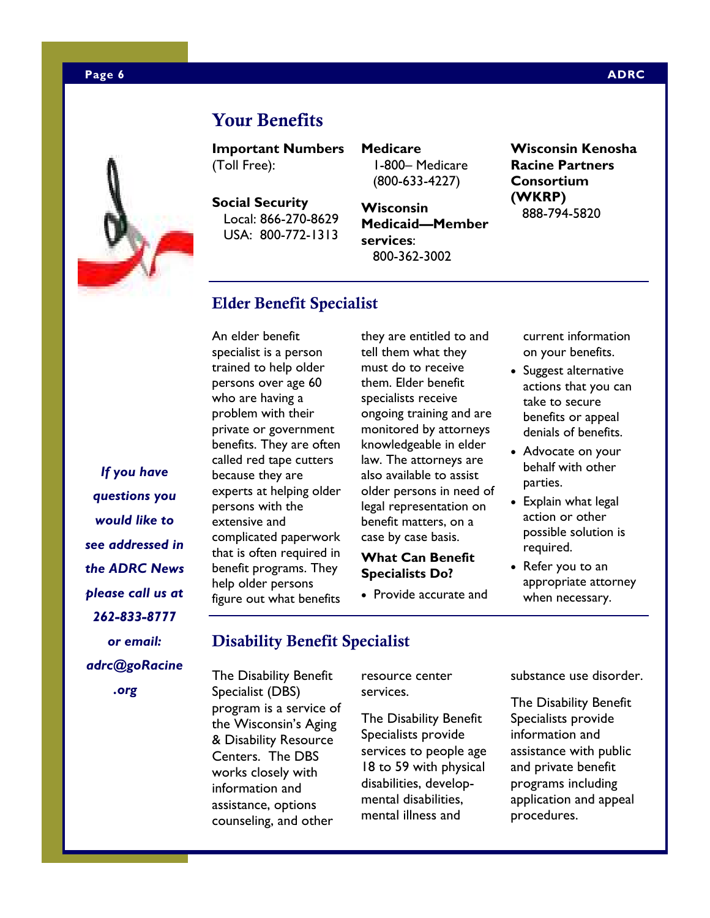## Your Benefits

**Important Numbers** (Toll Free):

**Social Security**
Local: 866-270-8629
USA: 800-772-1313

**Medicare**
1-800– Medicare
(800-633-4227)

**Wisconsin Medicaid—Member services**:
800-362-3002

**Wisconsin Kenosha Racine Partners Consortium (WKRP)**
888-794-5820

## Elder Benefit Specialist

An elder benefit specialist is a person trained to help older persons over age 60 who are having a problem with their private or government benefits. They are often called red tape cutters because they are experts at helping older persons with the extensive and complicated paperwork that is often required in benefit programs. They help older persons figure out what benefits they are entitled to and tell them what they must do to receive them. Elder benefit specialists receive ongoing training and are monitored by attorneys knowledgeable in elder law. The attorneys are also available to assist older persons in need of legal representation on benefit matters, on a case by case basis.

### What Can Benefit Specialists Do?

- Provide accurate and current information on your benefits.
- Suggest alternative actions that you can take to secure benefits or appeal denials of benefits.
- Advocate on your behalf with other parties.
- Explain what legal action or other possible solution is required.
- Refer you to an appropriate attorney when necessary.

*If you have questions you would like to see addressed in the ADRC News please call us at 262-833-8777 or email: adrc@goRacine.org*

## Disability Benefit Specialist

The Disability Benefit Specialist (DBS) program is a service of the Wisconsin's Aging & Disability Resource Centers. The DBS works closely with information and assistance, options counseling, and other resource center services.

The Disability Benefit Specialists provide services to people age 18 to 59 with physical disabilities, developmental disabilities, mental illness and substance use disorder.

The Disability Benefit Specialists provide information and assistance with public and private benefit programs including application and appeal procedures.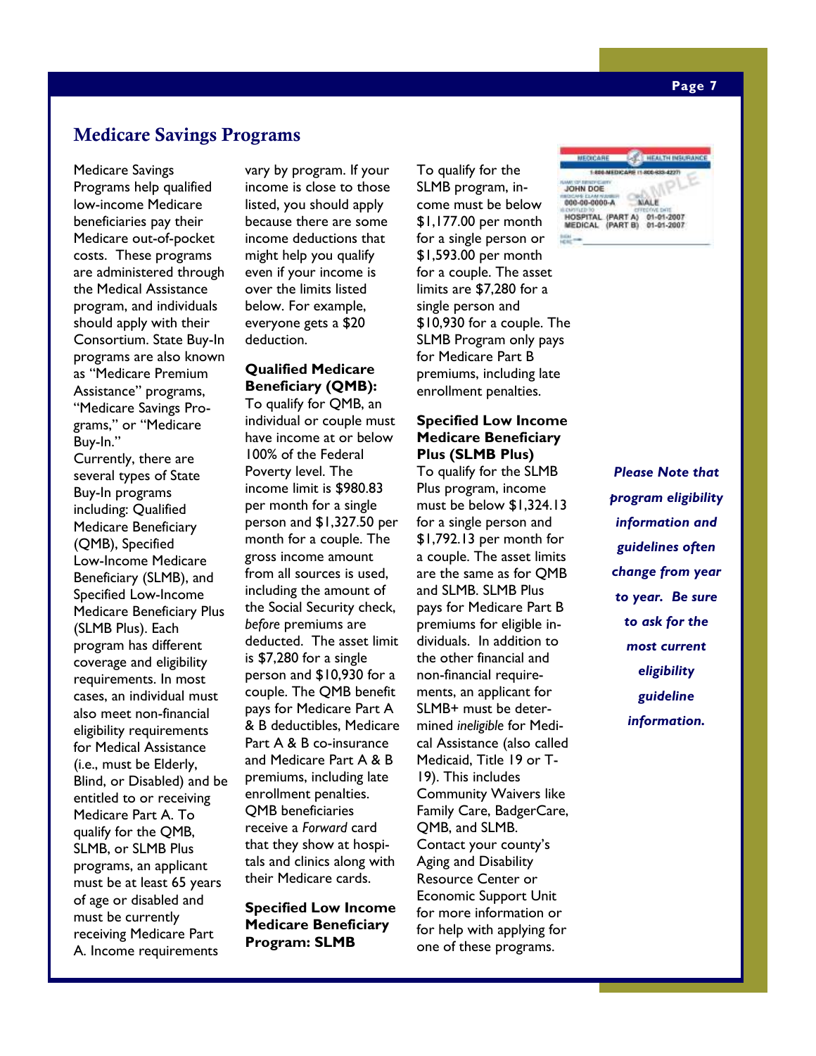## Medicare Savings Programs

Medicare Savings Programs help qualified low-income Medicare beneficiaries pay their Medicare out-of-pocket costs. These programs are administered through the Medical Assistance program, and individuals should apply with their Consortium. State Buy-In programs are also known as "Medicare Premium Assistance" programs, "Medicare Savings Programs," or "Medicare Buy-In."

Currently, there are several types of State Buy-In programs including: Qualified Medicare Beneficiary (QMB), Specified Low-Income Medicare Beneficiary (SLMB), and Specified Low-Income Medicare Beneficiary Plus (SLMB Plus). Each program has different coverage and eligibility requirements. In most cases, an individual must also meet non-financial eligibility requirements for Medical Assistance (i.e., must be Elderly, Blind, or Disabled) and be entitled to or receiving Medicare Part A. To qualify for the QMB, SLMB, or SLMB Plus programs, an applicant must be at least 65 years of age or disabled and must be currently receiving Medicare Part A. Income requirements vary by program. If your income is close to those listed, you should apply because there are some income deductions that might help you qualify even if your income is over the limits listed below. For example, everyone gets a $20 deduction.

**Qualified Medicare Beneficiary (QMB):**
To qualify for QMB, an individual or couple must have income at or below 100% of the Federal Poverty level. The income limit is $980.83 per month for a single person and $1,327.50 per month for a couple. The gross income amount from all sources is used, including the amount of the Social Security check, *before* premiums are deducted. The asset limit is $7,280 for a single person and $10,930 for a couple. The QMB benefit pays for Medicare Part A & B deductibles, Medicare Part A & B co-insurance and Medicare Part A & B premiums, including late enrollment penalties. QMB beneficiaries receive a *Forward* card that they show at hospitals and clinics along with their Medicare cards.

**Specified Low Income Medicare Beneficiary Program: SLMB**
To qualify for the SLMB program, income must be below $1,177.00 per month for a single person or $1,593.00 per month for a couple. The asset limits are $7,280 for a single person and $10,930 for a couple. The SLMB Program only pays for Medicare Part B premiums, including late enrollment penalties.

**Specified Low Income Medicare Beneficiary Plus (SLMB Plus)**
To qualify for the SLMB Plus program, income must be below $1,324.13 for a single person and $1,792.13 per month for a couple. The asset limits are the same as for QMB and SLMB. SLMB Plus pays for Medicare Part B premiums for eligible individuals. In addition to the other financial and non-financial requirements, an applicant for SLMB+ must be determined *ineligible* for Medical Assistance (also called Medicaid, Title 19 or T-19). This includes Community Waivers like Family Care, BadgerCare, QMB, and SLMB. Contact your county's Aging and Disability Resource Center or Economic Support Unit for more information or for help with applying for one of these programs.

***Please Note that program eligibility information and guidelines often change from year to year. Be sure to ask for the most current eligibility guideline information.***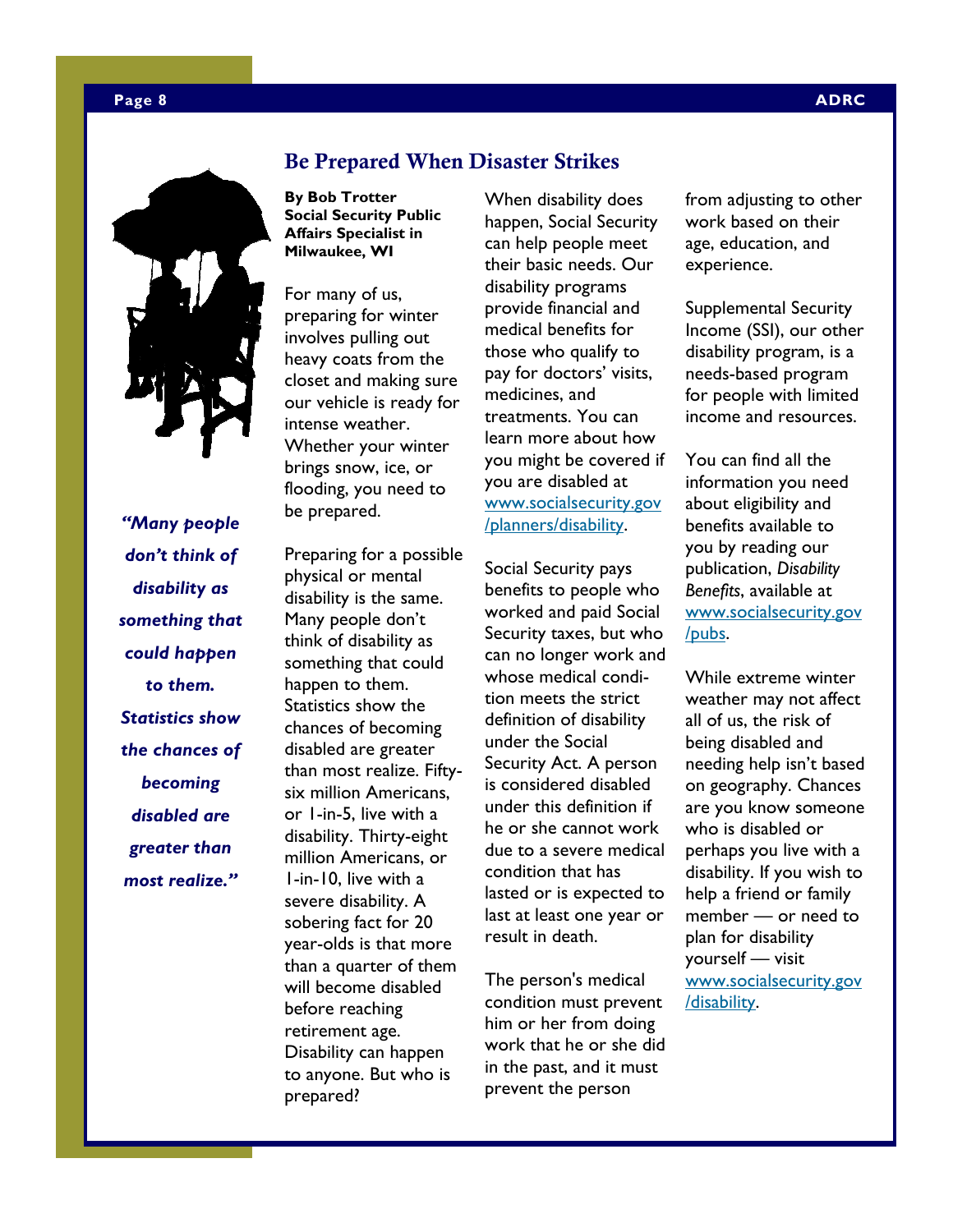## Be Prepared When Disaster Strikes

**By Bob Trotter**
**Social Security Public Affairs Specialist in Milwaukee, WI**

*"Many people don't think of disability as something that could happen to them. Statistics show the chances of becoming disabled are greater than most realize."*

For many of us, preparing for winter involves pulling out heavy coats from the closet and making sure our vehicle is ready for intense weather. Whether your winter brings snow, ice, or flooding, you need to be prepared.

Preparing for a possible physical or mental disability is the same. Many people don't think of disability as something that could happen to them. Statistics show the chances of becoming disabled are greater than most realize. Fifty-six million Americans, or 1-in-5, live with a disability. Thirty-eight million Americans, or 1-in-10, live with a severe disability. A sobering fact for 20 year-olds is that more than a quarter of them will become disabled before reaching retirement age. Disability can happen to anyone. But who is prepared?

When disability does happen, Social Security can help people meet their basic needs. Our disability programs provide financial and medical benefits for those who qualify to pay for doctors' visits, medicines, and treatments. You can learn more about how you might be covered if you are disabled at [www.socialsecurity.gov/planners/disability](http://www.socialsecurity.gov/planners/disability).

Social Security pays benefits to people who worked and paid Social Security taxes, but who can no longer work and whose medical condition meets the strict definition of disability under the Social Security Act. A person is considered disabled under this definition if he or she cannot work due to a severe medical condition that has lasted or is expected to last at least one year or result in death.

The person's medical condition must prevent him or her from doing work that he or she did in the past, and it must prevent the person from adjusting to other work based on their age, education, and experience.

Supplemental Security Income (SSI), our other disability program, is a needs-based program for people with limited income and resources.

You can find all the information you need about eligibility and benefits available to you by reading our publication, *Disability Benefits*, available at [www.socialsecurity.gov/pubs](http://www.socialsecurity.gov/pubs).

While extreme winter weather may not affect all of us, the risk of being disabled and needing help isn't based on geography. Chances are you know someone who is disabled or perhaps you live with a disability. If you wish to help a friend or family member — or need to plan for disability yourself — visit [www.socialsecurity.gov/disability](http://www.socialsecurity.gov/disability).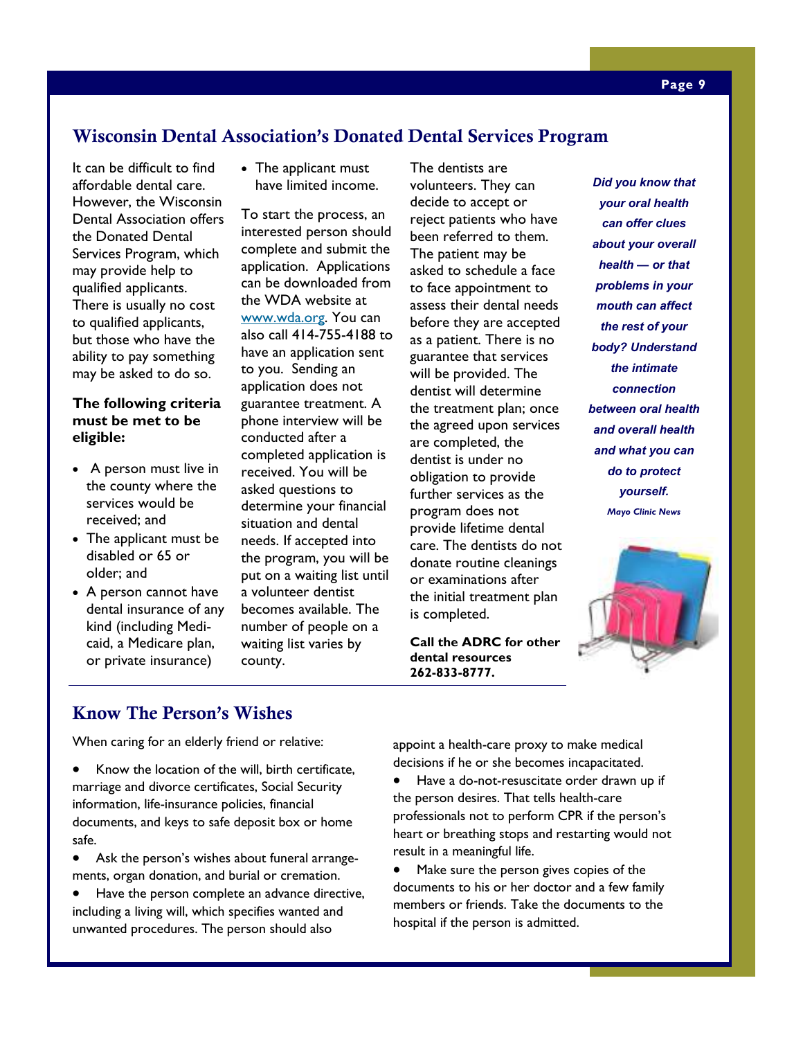## Wisconsin Dental Association's Donated Dental Services Program

It can be difficult to find affordable dental care. However, the Wisconsin Dental Association offers the Donated Dental Services Program, which may provide help to qualified applicants. There is usually no cost to qualified applicants, but those who have the ability to pay something may be asked to do so.

**The following criteria must be met to be eligible:**

- A person must live in the county where the services would be received; and
- The applicant must be disabled or 65 or older; and
- A person cannot have dental insurance of any kind (including Medicaid, a Medicare plan, or private insurance)
- The applicant must have limited income.

To start the process, an interested person should complete and submit the application. Applications can be downloaded from the WDA website at www.wda.org. You can also call 414-755-4188 to have an application sent to you. Sending an application does not guarantee treatment. A phone interview will be conducted after a completed application is received. You will be asked questions to determine your financial situation and dental needs. If accepted into the program, you will be put on a waiting list until a volunteer dentist becomes available. The number of people on a waiting list varies by county.

The dentists are volunteers. They can decide to accept or reject patients who have been referred to them. The patient may be asked to schedule a face to face appointment to assess their dental needs before they are accepted as a patient. There is no guarantee that services will be provided. The dentist will determine the treatment plan; once the agreed upon services are completed, the dentist is under no obligation to provide further services as the program does not provide lifetime dental care. The dentists do not donate routine cleanings or examinations after the initial treatment plan is completed.

**Call the ADRC for other dental resources 262-833-8777.**

***Did you know that your oral health can offer clues about your overall health — or that problems in your mouth can affect the rest of your body? Understand the intimate connection between oral health and overall health and what you can do to protect yourself.***

***Mayo Clinic News***

## Know The Person's Wishes

When caring for an elderly friend or relative:

- Know the location of the will, birth certificate, marriage and divorce certificates, Social Security information, life-insurance policies, financial documents, and keys to safe deposit box or home safe.
- Ask the person's wishes about funeral arrangements, organ donation, and burial or cremation.
- Have the person complete an advance directive, including a living will, which specifies wanted and unwanted procedures. The person should also appoint a health-care proxy to make medical decisions if he or she becomes incapacitated.
- Have a do-not-resuscitate order drawn up if the person desires. That tells health-care professionals not to perform CPR if the person's heart or breathing stops and restarting would not result in a meaningful life.
- Make sure the person gives copies of the documents to his or her doctor and a few family members or friends. Take the documents to the hospital if the person is admitted.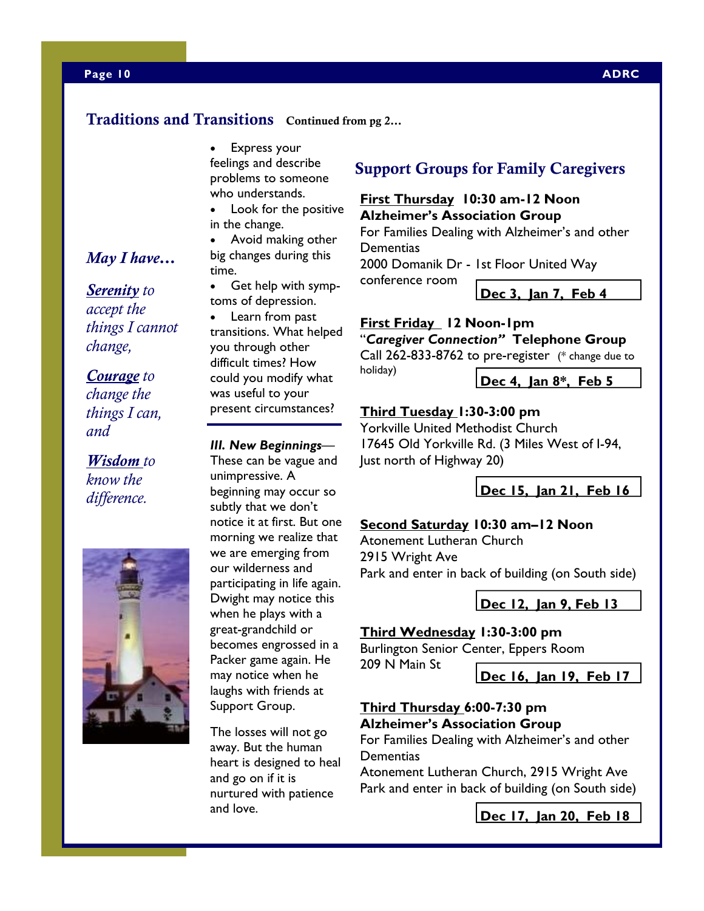## Traditions and Transitions **Continued from pg 2…**

- Express your feelings and describe problems to someone who understands.
- Look for the positive in the change.
- Avoid making other big changes during this time.
- Get help with symptoms of depression.
- Learn from past transitions. What helped you through other difficult times? How could you modify what was useful to your present circumstances?

***III. New Beginnings***—These can be vague and unimpressive. A beginning may occur so subtly that we don't notice it at first. But one morning we realize that we are emerging from our wilderness and participating in life again. Dwight may notice this when he plays with a great-grandchild or becomes engrossed in a Packer game again. He may notice when he laughs with friends at Support Group.

The losses will not go away. But the human heart is designed to heal and go on if it is nurtured with patience and love.

*May I have…*

***Serenity*** *to accept the things I cannot change,*

***Courage*** *to change the things I can, and*

***Wisdom*** *to know the difference.*

## Support Groups for Family Caregivers

**First Thursday 10:30 am-12 Noon**
**Alzheimer's Association Group**
For Families Dealing with Alzheimer's and other Dementias
2000 Domanik Dr - 1st Floor United Way conference room
**Dec 3, Jan 7, Feb 4**

**First Friday 12 Noon-1pm**
"***Caregiver Connection"*** **Telephone Group**
Call 262-833-8762 to pre-register (* change due to holiday)
**Dec 4, Jan 8*, Feb 5**

**Third Tuesday 1:30-3:00 pm**
Yorkville United Methodist Church
17645 Old Yorkville Rd. (3 Miles West of I-94, Just north of Highway 20)
**Dec 15, Jan 21, Feb 16**

**Second Saturday 10:30 am–12 Noon**
Atonement Lutheran Church
2915 Wright Ave
Park and enter in back of building (on South side)
**Dec 12, Jan 9, Feb 13**

**Third Wednesday 1:30-3:00 pm**
Burlington Senior Center, Eppers Room
209 N Main St
**Dec 16, Jan 19, Feb 17**

**Third Thursday 6:00-7:30 pm**
**Alzheimer's Association Group**
For Families Dealing with Alzheimer's and other Dementias
Atonement Lutheran Church, 2915 Wright Ave
Park and enter in back of building (on South side)
**Dec 17, Jan 20, Feb 18**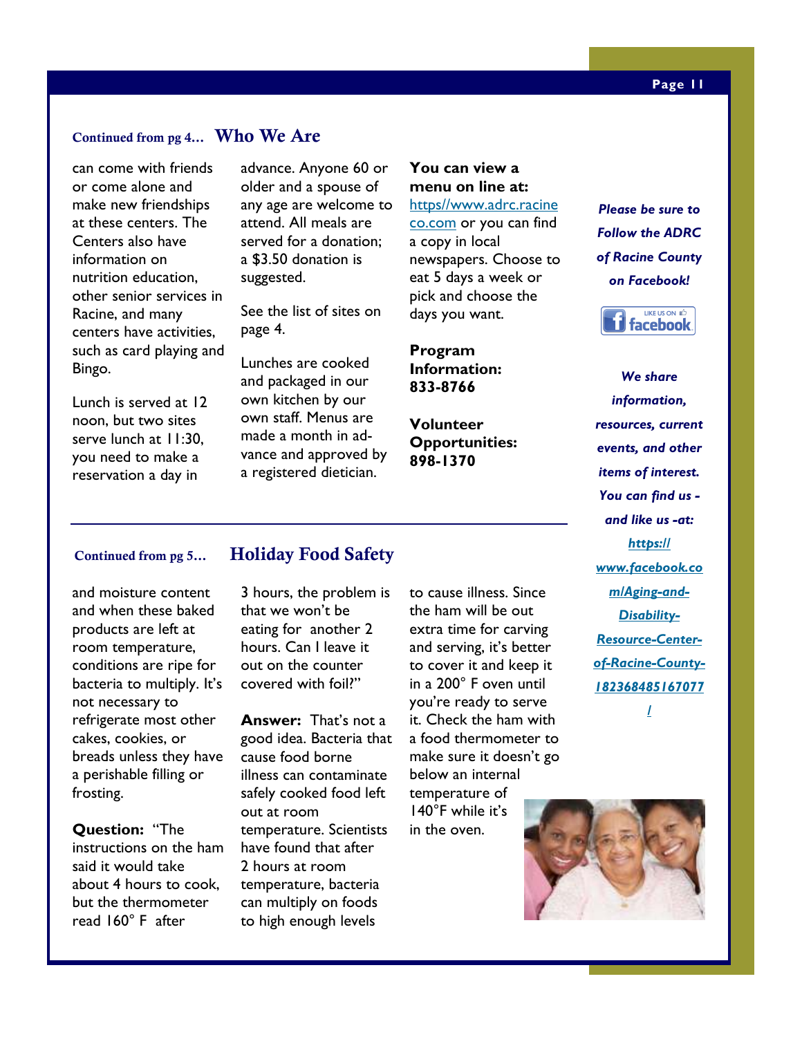Continued from pg 4...

## Who We Are

can come with friends or come alone and make new friendships at these centers. The Centers also have information on nutrition education, other senior services in Racine, and many centers have activities, such as card playing and Bingo.

Lunch is served at 12 noon, but two sites serve lunch at 11:30, you need to make a reservation a day in advance. Anyone 60 or older and a spouse of any age are welcome to attend. All meals are served for a donation; a $3.50 donation is suggested.

See the list of sites on page 4.

Lunches are cooked and packaged in our own kitchen by our own staff. Menus are made a month in advance and approved by a registered dietician.

**You can view a menu on line at:** https//www.adrc.racineco.com or you can find a copy in local newspapers. Choose to eat 5 days a week or pick and choose the days you want.

**Program Information: 833-8766**

**Volunteer Opportunities: 898-1370**

Continued from pg 5...

## Holiday Food Safety

and moisture content and when these baked products are left at room temperature, conditions are ripe for bacteria to multiply. It's not necessary to refrigerate most other cakes, cookies, or breads unless they have a perishable filling or frosting.

**Question:** "The instructions on the ham said it would take about 4 hours to cook, but the thermometer read 160° F after 3 hours, the problem is that we won't be eating for another 2 hours. Can I leave it out on the counter covered with foil?"

**Answer:** That's not a good idea. Bacteria that cause food borne illness can contaminate safely cooked food left out at room temperature. Scientists have found that after 2 hours at room temperature, bacteria can multiply on foods to high enough levels to cause illness. Since the ham will be out extra time for carving and serving, it's better to cover it and keep it in a 200° F oven until you're ready to serve it. Check the ham with a food thermometer to make sure it doesn't go below an internal temperature of 140°F while it's in the oven.

***Please be sure to Follow the ADRC of Racine County on Facebook!***

***We share information, resources, current events, and other items of interest. You can find us - and like us -at: https://www.facebook.com/Aging-and-Disability-Resource-Center-of-Racine-County-182368485167077/***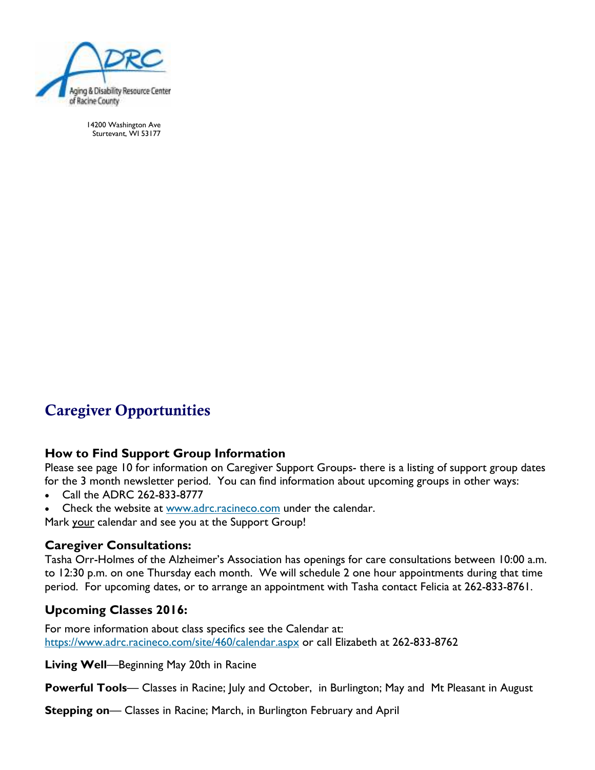Aging & Disability Resource Center of Racine County

14200 Washington Ave
Sturtevant, WI 53177

## Caregiver Opportunities

### How to Find Support Group Information

Please see page 10 for information on Caregiver Support Groups- there is a listing of support group dates for the 3 month newsletter period. You can find information about upcoming groups in other ways:

- Call the ADRC 262-833-8777
- Check the website at www.adrc.racineco.com under the calendar.

Mark your calendar and see you at the Support Group!

### Caregiver Consultations:

Tasha Orr-Holmes of the Alzheimer's Association has openings for care consultations between 10:00 a.m. to 12:30 p.m. on one Thursday each month. We will schedule 2 one hour appointments during that time period. For upcoming dates, or to arrange an appointment with Tasha contact Felicia at 262-833-8761.

### Upcoming Classes 2016:

For more information about class specifics see the Calendar at: https://www.adrc.racineco.com/site/460/calendar.aspx or call Elizabeth at 262-833-8762

**Living Well**—Beginning May 20th in Racine

**Powerful Tools**— Classes in Racine; July and October, in Burlington; May and Mt Pleasant in August

**Stepping on**— Classes in Racine; March, in Burlington February and April